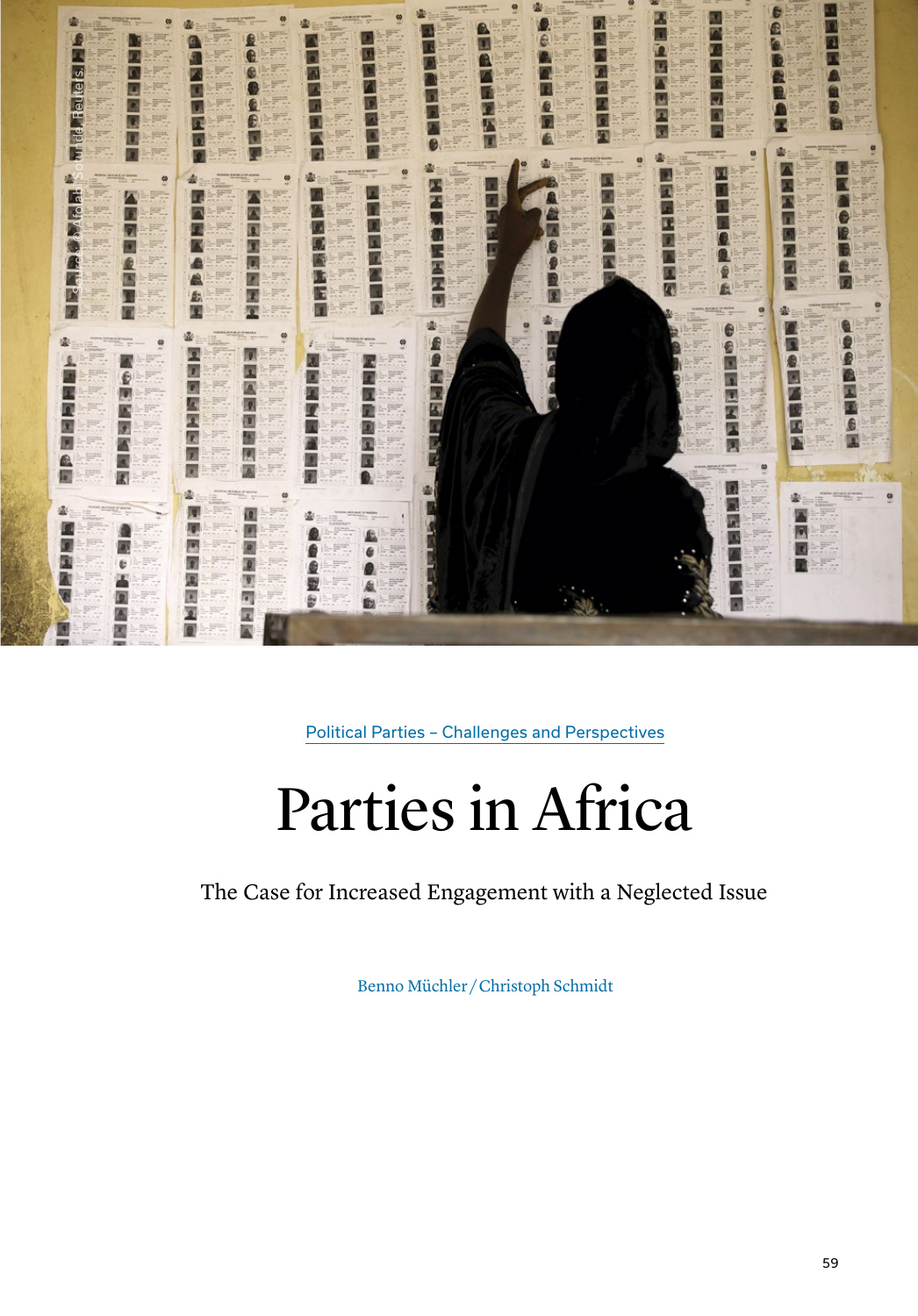Source: © Afolabi Sotunde, Reuters.

Political Parties – Challenges and Perspectives

# Parties in Africa

The Case for Increased Engagement with a Neglected Issue

Benno Müchler / Christoph Schmidt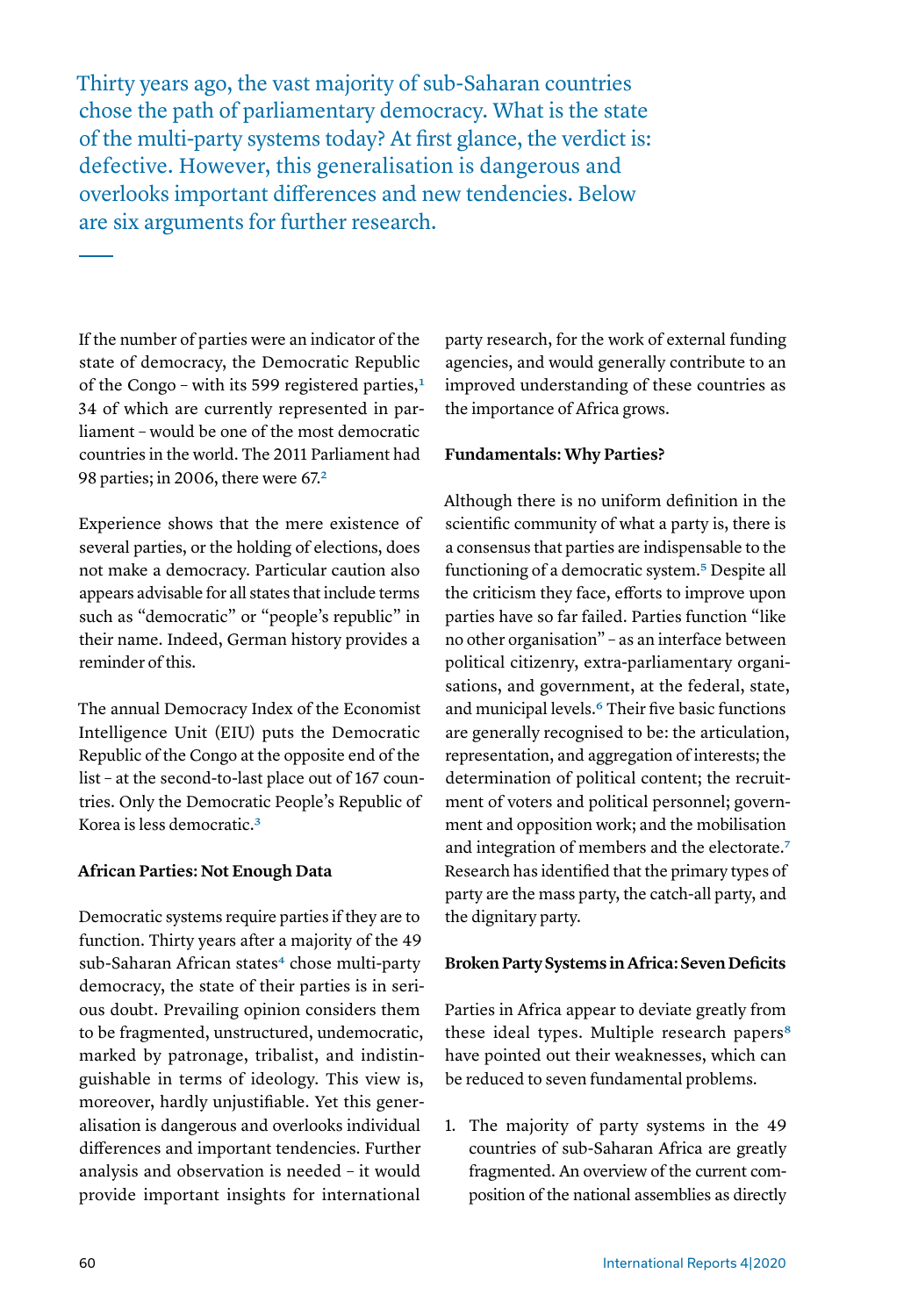Thirty years ago, the vast majority of sub-Saharan countries chose the path of parliamentary democracy. What is the state of the multi-party systems today? At first glance, the verdict is: defective. However, this generalisation is dangerous and overlooks important differences and new tendencies. Below are six arguments for further research.

If the number of parties were an indicator of the state of democracy, the Democratic Republic of the Congo – with its 599 registered parties,[1] 34 of which are currently represented in parliament – would be one of the most democratic countries in the world. The 2011 Parliament had 98 parties; in 2006, there were 67.[2]

Experience shows that the mere existence of several parties, or the holding of elections, does not make a democracy. Particular caution also appears advisable for all states that include terms such as "democratic" or "people's republic" in their name. Indeed, German history provides a reminder of this.

The annual Democracy Index of the Economist Intelligence Unit (EIU) puts the Democratic Republic of the Congo at the opposite end of the list – at the second-to-last place out of 167 countries. Only the Democratic People's Republic of Korea is less democratic.[3]

**African Parties: Not Enough Data**

Democratic systems require parties if they are to function. Thirty years after a majority of the 49 sub-Saharan African states[4] chose multi-party democracy, the state of their parties is in serious doubt. Prevailing opinion considers them to be fragmented, unstructured, undemocratic, marked by patronage, tribalist, and indistinguishable in terms of ideology. This view is, moreover, hardly unjustifiable. Yet this generalisation is dangerous and overlooks individual differences and important tendencies. Further analysis and observation is needed – it would provide important insights for international party research, for the work of external funding agencies, and would generally contribute to an improved understanding of these countries as the importance of Africa grows.

**Fundamentals: Why Parties?**

Although there is no uniform definition in the scientific community of what a party is, there is a consensus that parties are indispensable to the functioning of a democratic system.[5] Despite all the criticism they face, efforts to improve upon parties have so far failed. Parties function "like no other organisation" – as an interface between political citizenry, extra-parliamentary organisations, and government, at the federal, state, and municipal levels.[6] Their five basic functions are generally recognised to be: the articulation, representation, and aggregation of interests; the determination of political content; the recruitment of voters and political personnel; government and opposition work; and the mobilisation and integration of members and the electorate.[7] Research has identified that the primary types of party are the mass party, the catch-all party, and the dignitary party.

**Broken Party Systems in Africa: Seven Deficits**

Parties in Africa appear to deviate greatly from these ideal types. Multiple research papers[8] have pointed out their weaknesses, which can be reduced to seven fundamental problems.

1. The majority of party systems in the 49 countries of sub-Saharan Africa are greatly fragmented. An overview of the current composition of the national assemblies as directly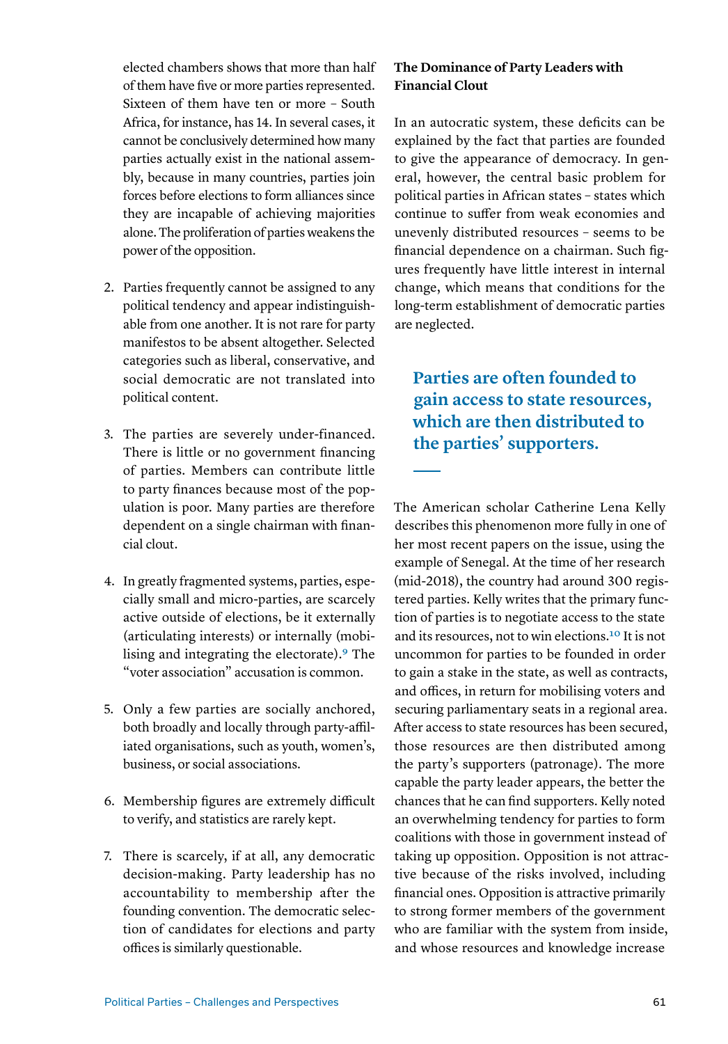elected chambers shows that more than half of them have five or more parties represented. Sixteen of them have ten or more – South Africa, for instance, has 14. In several cases, it cannot be conclusively determined how many parties actually exist in the national assembly, because in many countries, parties join forces before elections to form alliances since they are incapable of achieving majorities alone. The proliferation of parties weakens the power of the opposition.

2. Parties frequently cannot be assigned to any political tendency and appear indistinguishable from one another. It is not rare for party manifestos to be absent altogether. Selected categories such as liberal, conservative, and social democratic are not translated into political content.

3. The parties are severely under-financed. There is little or no government financing of parties. Members can contribute little to party finances because most of the population is poor. Many parties are therefore dependent on a single chairman with financial clout.

4. In greatly fragmented systems, parties, especially small and micro-parties, are scarcely active outside of elections, be it externally (articulating interests) or internally (mobilising and integrating the electorate).[9] The "voter association" accusation is common.

5. Only a few parties are socially anchored, both broadly and locally through party-affiliated organisations, such as youth, women's, business, or social associations.

6. Membership figures are extremely difficult to verify, and statistics are rarely kept.

7. There is scarcely, if at all, any democratic decision-making. Party leadership has no accountability to membership after the founding convention. The democratic selection of candidates for elections and party offices is similarly questionable.

### The Dominance of Party Leaders with Financial Clout

In an autocratic system, these deficits can be explained by the fact that parties are founded to give the appearance of democracy. In general, however, the central basic problem for political parties in African states – states which continue to suffer from weak economies and unevenly distributed resources – seems to be financial dependence on a chairman. Such figures frequently have little interest in internal change, which means that conditions for the long-term establishment of democratic parties are neglected.

> **Parties are often founded to gain access to state resources, which are then distributed to the parties' supporters.**

The American scholar Catherine Lena Kelly describes this phenomenon more fully in one of her most recent papers on the issue, using the example of Senegal. At the time of her research (mid-2018), the country had around 300 registered parties. Kelly writes that the primary function of parties is to negotiate access to the state and its resources, not to win elections.[10] It is not uncommon for parties to be founded in order to gain a stake in the state, as well as contracts, and offices, in return for mobilising voters and securing parliamentary seats in a regional area. After access to state resources has been secured, those resources are then distributed among the party's supporters (patronage). The more capable the party leader appears, the better the chances that he can find supporters. Kelly noted an overwhelming tendency for parties to form coalitions with those in government instead of taking up opposition. Opposition is not attractive because of the risks involved, including financial ones. Opposition is attractive primarily to strong former members of the government who are familiar with the system from inside, and whose resources and knowledge increase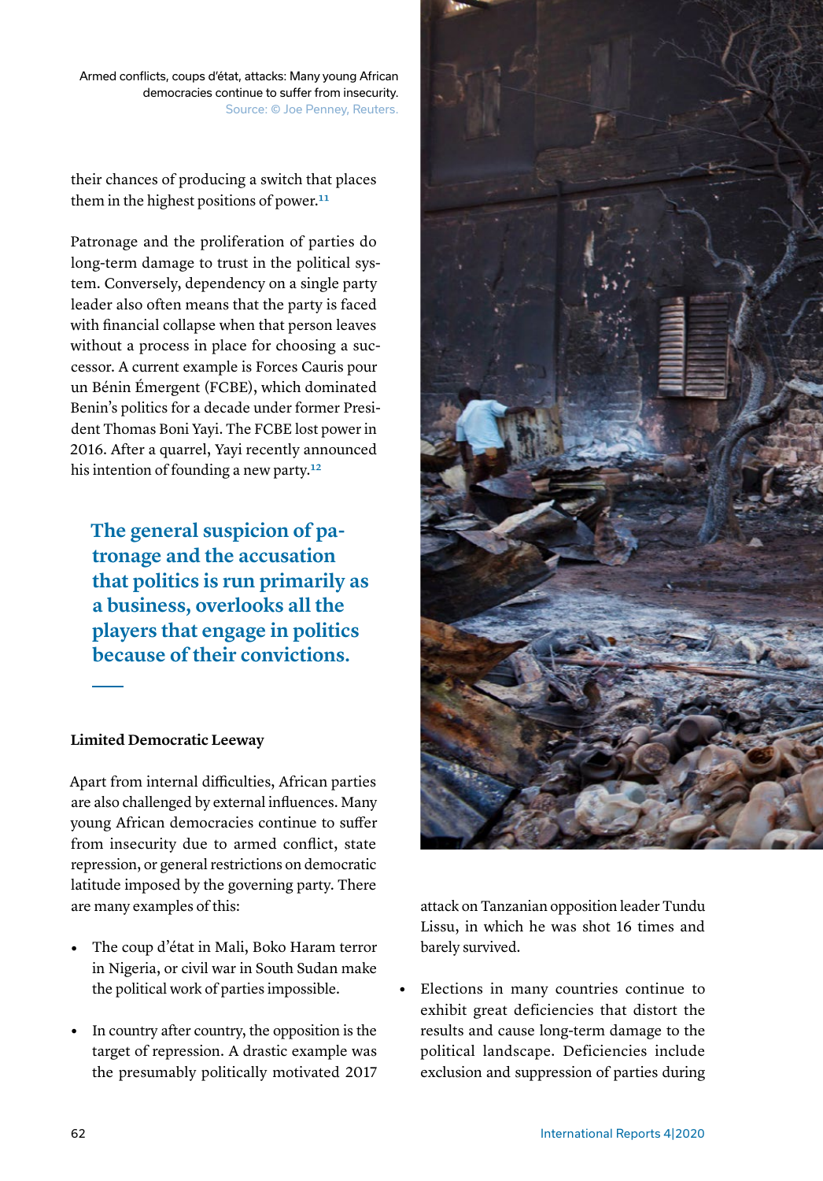Armed conflicts, coups d'état, attacks: Many young African democracies continue to suffer from insecurity. Source: © Joe Penney, Reuters.

their chances of producing a switch that places them in the highest positions of power.[11]

Patronage and the proliferation of parties do long-term damage to trust in the political system. Conversely, dependency on a single party leader also often means that the party is faced with financial collapse when that person leaves without a process in place for choosing a successor. A current example is Forces Cauris pour un Bénin Émergent (FCBE), which dominated Benin's politics for a decade under former President Thomas Boni Yayi. The FCBE lost power in 2016. After a quarrel, Yayi recently announced his intention of founding a new party.[12]

> **The general suspicion of patronage and the accusation that politics is run primarily as a business, overlooks all the players that engage in politics because of their convictions.**

#### Limited Democratic Leeway

Apart from internal difficulties, African parties are also challenged by external influences. Many young African democracies continue to suffer from insecurity due to armed conflict, state repression, or general restrictions on democratic latitude imposed by the governing party. There are many examples of this:

- The coup d'état in Mali, Boko Haram terror in Nigeria, or civil war in South Sudan make the political work of parties impossible.
- In country after country, the opposition is the target of repression. A drastic example was the presumably politically motivated 2017 attack on Tanzanian opposition leader Tundu Lissu, in which he was shot 16 times and barely survived.
- Elections in many countries continue to exhibit great deficiencies that distort the results and cause long-term damage to the political landscape. Deficiencies include exclusion and suppression of parties during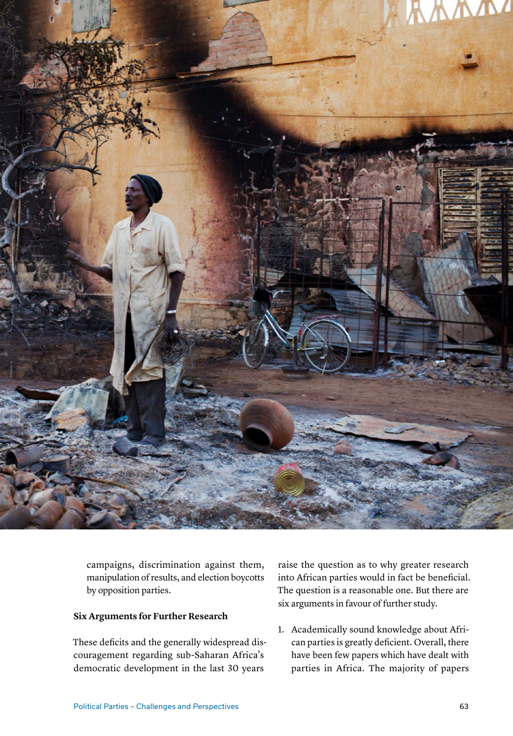campaigns, discrimination against them, manipulation of results, and election boycotts by opposition parties.

## Six Arguments for Further Research

These deficits and the generally widespread discouragement regarding sub-Saharan Africa's democratic development in the last 30 years raise the question as to why greater research into African parties would in fact be beneficial. The question is a reasonable one. But there are six arguments in favour of further study.

1. Academically sound knowledge about African parties is greatly deficient. Overall, there have been few papers which have dealt with parties in Africa. The majority of papers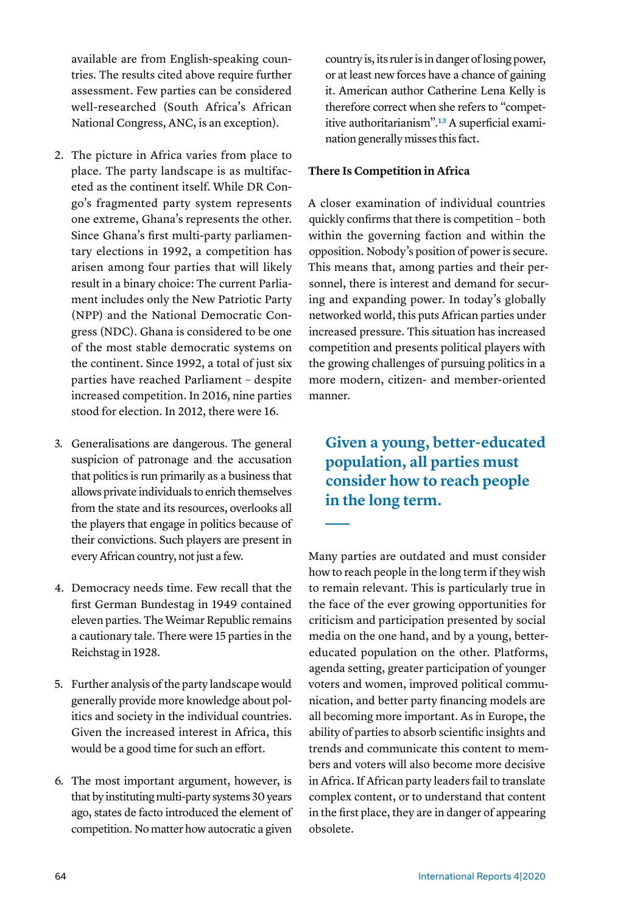available are from English-speaking countries. The results cited above require further assessment. Few parties can be considered well-researched (South Africa's African National Congress, ANC, is an exception).

2. The picture in Africa varies from place to place. The party landscape is as multifaceted as the continent itself. While DR Congo's fragmented party system represents one extreme, Ghana's represents the other. Since Ghana's first multi-party parliamentary elections in 1992, a competition has arisen among four parties that will likely result in a binary choice: The current Parliament includes only the New Patriotic Party (NPP) and the National Democratic Congress (NDC). Ghana is considered to be one of the most stable democratic systems on the continent. Since 1992, a total of just six parties have reached Parliament – despite increased competition. In 2016, nine parties stood for election. In 2012, there were 16.

3. Generalisations are dangerous. The general suspicion of patronage and the accusation that politics is run primarily as a business that allows private individuals to enrich themselves from the state and its resources, overlooks all the players that engage in politics because of their convictions. Such players are present in every African country, not just a few.

4. Democracy needs time. Few recall that the first German Bundestag in 1949 contained eleven parties. The Weimar Republic remains a cautionary tale. There were 15 parties in the Reichstag in 1928.

5. Further analysis of the party landscape would generally provide more knowledge about politics and society in the individual countries. Given the increased interest in Africa, this would be a good time for such an effort.

6. The most important argument, however, is that by instituting multi-party systems 30 years ago, states de facto introduced the element of competition. No matter how autocratic a given country is, its ruler is in danger of losing power, or at least new forces have a chance of gaining it. American author Catherine Lena Kelly is therefore correct when she refers to "competitive authoritarianism".[13] A superficial examination generally misses this fact.

### There Is Competition in Africa

A closer examination of individual countries quickly confirms that there is competition – both within the governing faction and within the opposition. Nobody's position of power is secure. This means that, among parties and their personnel, there is interest and demand for securing and expanding power. In today's globally networked world, this puts African parties under increased pressure. This situation has increased competition and presents political players with the growing challenges of pursuing politics in a more modern, citizen- and member-oriented manner.

**Given a young, better-educated population, all parties must consider how to reach people in the long term.**

Many parties are outdated and must consider how to reach people in the long term if they wish to remain relevant. This is particularly true in the face of the ever growing opportunities for criticism and participation presented by social media on the one hand, and by a young, better-educated population on the other. Platforms, agenda setting, greater participation of younger voters and women, improved political communication, and better party financing models are all becoming more important. As in Europe, the ability of parties to absorb scientific insights and trends and communicate this content to members and voters will also become more decisive in Africa. If African party leaders fail to translate complex content, or to understand that content in the first place, they are in danger of appearing obsolete.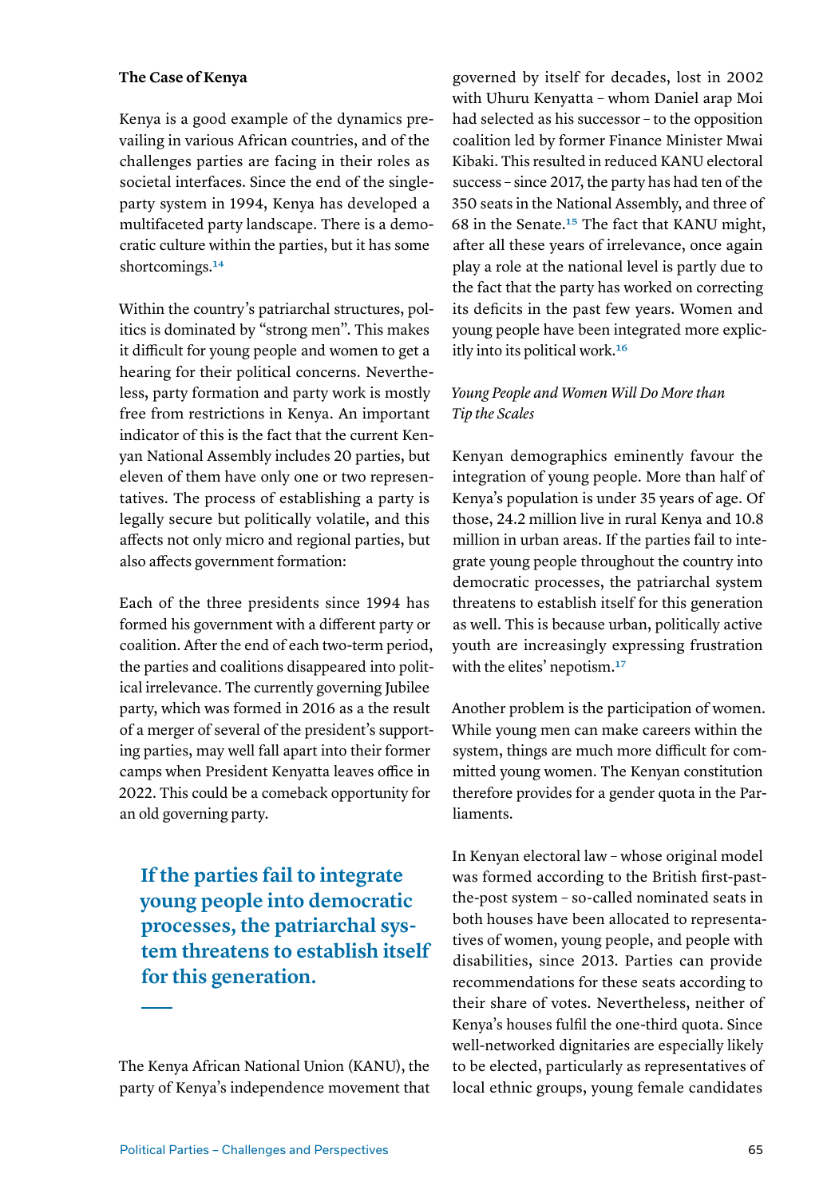**The Case of Kenya**

Kenya is a good example of the dynamics prevailing in various African countries, and of the challenges parties are facing in their roles as societal interfaces. Since the end of the single-party system in 1994, Kenya has developed a multifaceted party landscape. There is a democratic culture within the parties, but it has some shortcomings.[14]

Within the country's patriarchal structures, politics is dominated by "strong men". This makes it difficult for young people and women to get a hearing for their political concerns. Nevertheless, party formation and party work is mostly free from restrictions in Kenya. An important indicator of this is the fact that the current Kenyan National Assembly includes 20 parties, but eleven of them have only one or two representatives. The process of establishing a party is legally secure but politically volatile, and this affects not only micro and regional parties, but also affects government formation:

Each of the three presidents since 1994 has formed his government with a different party or coalition. After the end of each two-term period, the parties and coalitions disappeared into political irrelevance. The currently governing Jubilee party, which was formed in 2016 as a the result of a merger of several of the president's supporting parties, may well fall apart into their former camps when President Kenyatta leaves office in 2022. This could be a comeback opportunity for an old governing party.

> **If the parties fail to integrate young people into democratic processes, the patriarchal system threatens to establish itself for this generation.**

The Kenya African National Union (KANU), the party of Kenya's independence movement that governed by itself for decades, lost in 2002 with Uhuru Kenyatta – whom Daniel arap Moi had selected as his successor – to the opposition coalition led by former Finance Minister Mwai Kibaki. This resulted in reduced KANU electoral success – since 2017, the party has had ten of the 350 seats in the National Assembly, and three of 68 in the Senate.[15] The fact that KANU might, after all these years of irrelevance, once again play a role at the national level is partly due to the fact that the party has worked on correcting its deficits in the past few years. Women and young people have been integrated more explicitly into its political work.[16]

*Young People and Women Will Do More than Tip the Scales*

Kenyan demographics eminently favour the integration of young people. More than half of Kenya's population is under 35 years of age. Of those, 24.2 million live in rural Kenya and 10.8 million in urban areas. If the parties fail to integrate young people throughout the country into democratic processes, the patriarchal system threatens to establish itself for this generation as well. This is because urban, politically active youth are increasingly expressing frustration with the elites' nepotism.[17]

Another problem is the participation of women. While young men can make careers within the system, things are much more difficult for committed young women. The Kenyan constitution therefore provides for a gender quota in the Parliaments.

In Kenyan electoral law – whose original model was formed according to the British first-past-the-post system – so-called nominated seats in both houses have been allocated to representatives of women, young people, and people with disabilities, since 2013. Parties can provide recommendations for these seats according to their share of votes. Nevertheless, neither of Kenya's houses fulfil the one-third quota. Since well-networked dignitaries are especially likely to be elected, particularly as representatives of local ethnic groups, young female candidates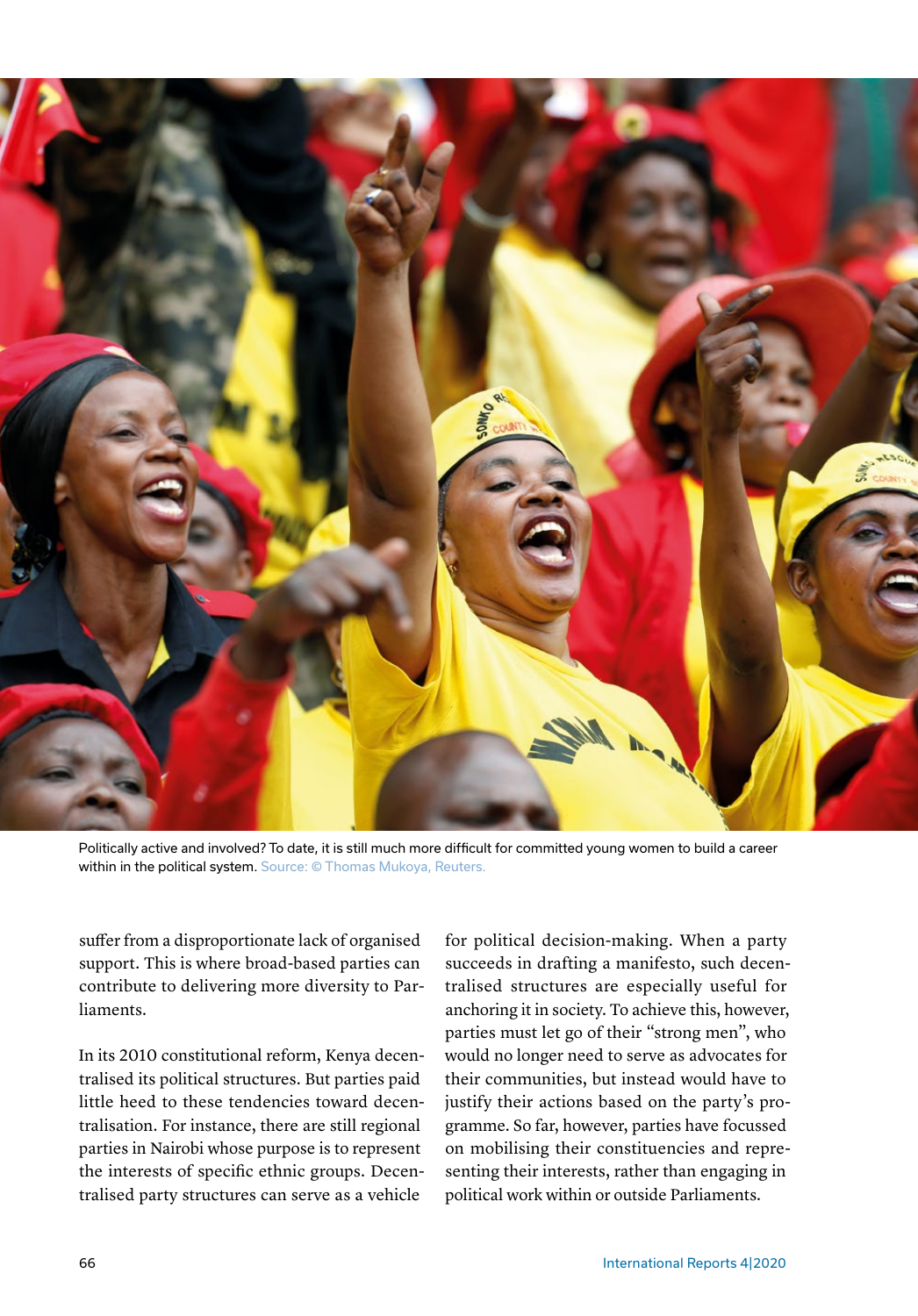Politically active and involved? To date, it is still much more difficult for committed young women to build a career within in the political system. Source: © Thomas Mukoya, Reuters.

suffer from a disproportionate lack of organised support. This is where broad-based parties can contribute to delivering more diversity to Parliaments.

In its 2010 constitutional reform, Kenya decentralised its political structures. But parties paid little heed to these tendencies toward decentralisation. For instance, there are still regional parties in Nairobi whose purpose is to represent the interests of specific ethnic groups. Decentralised party structures can serve as a vehicle for political decision-making. When a party succeeds in drafting a manifesto, such decentralised structures are especially useful for anchoring it in society. To achieve this, however, parties must let go of their "strong men", who would no longer need to serve as advocates for their communities, but instead would have to justify their actions based on the party's programme. So far, however, parties have focussed on mobilising their constituencies and representing their interests, rather than engaging in political work within or outside Parliaments.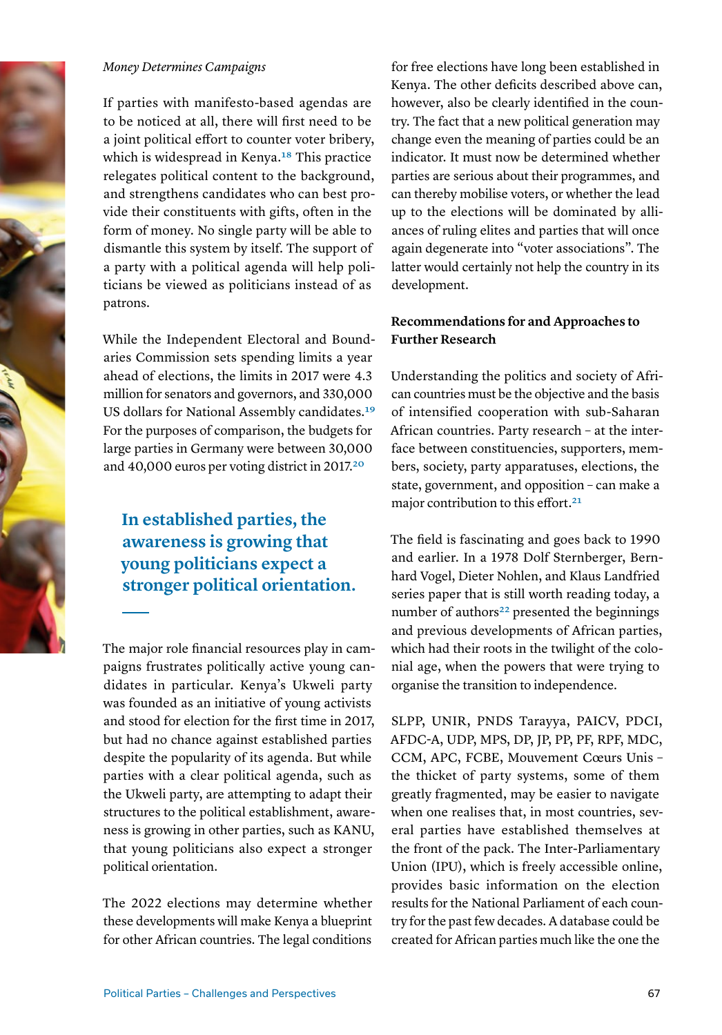*Money Determines Campaigns*

If parties with manifesto-based agendas are to be noticed at all, there will first need to be a joint political effort to counter voter bribery, which is widespread in Kenya.[18] This practice relegates political content to the background, and strengthens candidates who can best provide their constituents with gifts, often in the form of money. No single party will be able to dismantle this system by itself. The support of a party with a political agenda will help politicians be viewed as politicians instead of as patrons.

While the Independent Electoral and Boundaries Commission sets spending limits a year ahead of elections, the limits in 2017 were 4.3 million for senators and governors, and 330,000 US dollars for National Assembly candidates.[19] For the purposes of comparison, the budgets for large parties in Germany were between 30,000 and 40,000 euros per voting district in 2017.[20]

**In established parties, the awareness is growing that young politicians expect a stronger political orientation.**

The major role financial resources play in campaigns frustrates politically active young candidates in particular. Kenya's Ukweli party was founded as an initiative of young activists and stood for election for the first time in 2017, but had no chance against established parties despite the popularity of its agenda. But while parties with a clear political agenda, such as the Ukweli party, are attempting to adapt their structures to the political establishment, awareness is growing in other parties, such as KANU, that young politicians also expect a stronger political orientation.

The 2022 elections may determine whether these developments will make Kenya a blueprint for other African countries. The legal conditions for free elections have long been established in Kenya. The other deficits described above can, however, also be clearly identified in the country. The fact that a new political generation may change even the meaning of parties could be an indicator. It must now be determined whether parties are serious about their programmes, and can thereby mobilise voters, or whether the lead up to the elections will be dominated by alliances of ruling elites and parties that will once again degenerate into "voter associations". The latter would certainly not help the country in its development.

## Recommendations for and Approaches to Further Research

Understanding the politics and society of African countries must be the objective and the basis of intensified cooperation with sub-Saharan African countries. Party research – at the interface between constituencies, supporters, members, society, party apparatuses, elections, the state, government, and opposition – can make a major contribution to this effort.[21]

The field is fascinating and goes back to 1990 and earlier. In a 1978 Dolf Sternberger, Bernhard Vogel, Dieter Nohlen, and Klaus Landfried series paper that is still worth reading today, a number of authors[22] presented the beginnings and previous developments of African parties, which had their roots in the twilight of the colonial age, when the powers that were trying to organise the transition to independence.

SLPP, UNIR, PNDS Tarayya, PAICV, PDCI, AFDC-A, UDP, MPS, DP, JP, PP, PF, RPF, MDC, CCM, APC, FCBE, Mouvement Cœurs Unis – the thicket of party systems, some of them greatly fragmented, may be easier to navigate when one realises that, in most countries, several parties have established themselves at the front of the pack. The Inter-Parliamentary Union (IPU), which is freely accessible online, provides basic information on the election results for the National Parliament of each country for the past few decades. A database could be created for African parties much like the one the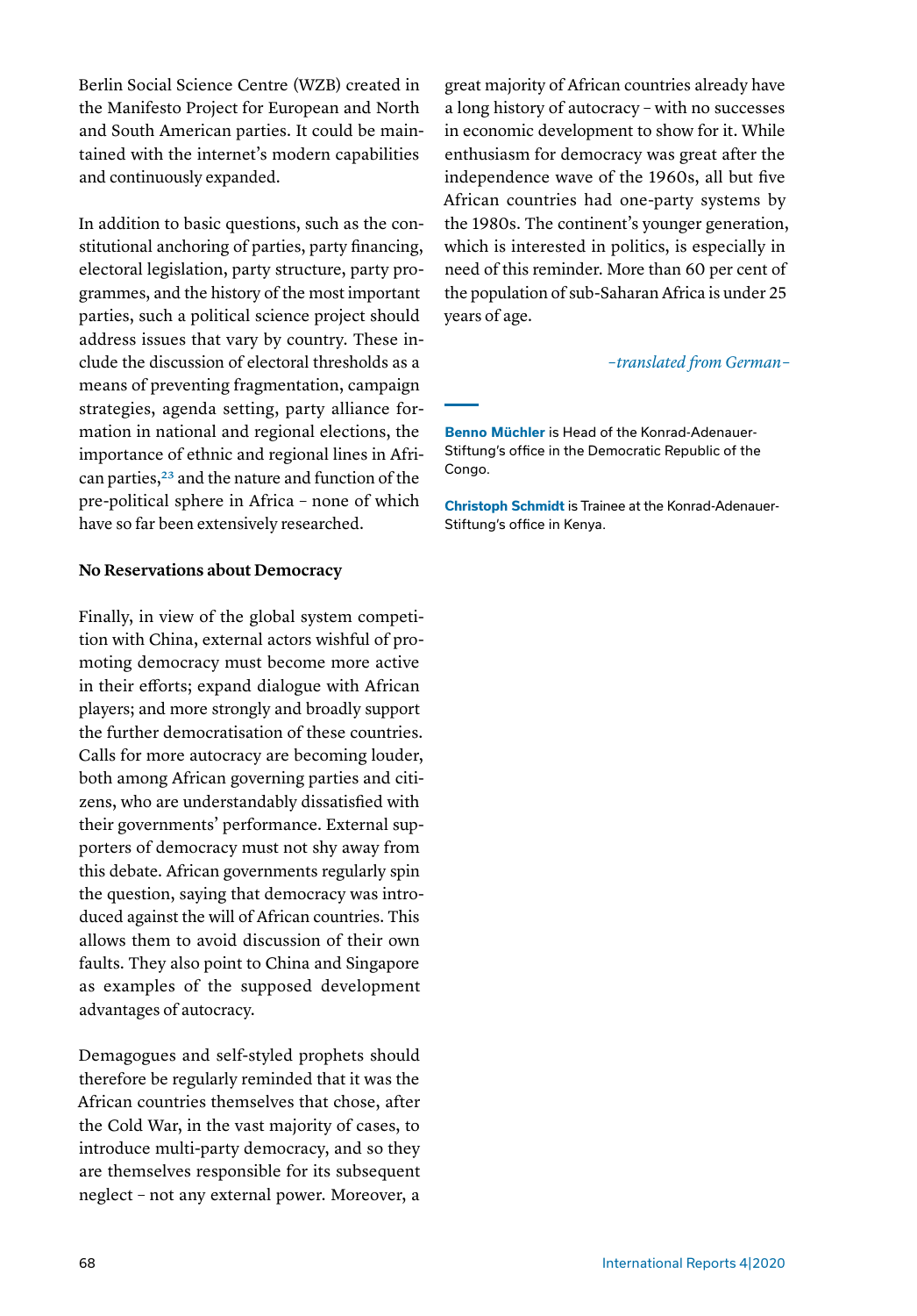Berlin Social Science Centre (WZB) created in the Manifesto Project for European and North and South American parties. It could be maintained with the internet's modern capabilities and continuously expanded.

In addition to basic questions, such as the constitutional anchoring of parties, party financing, electoral legislation, party structure, party programmes, and the history of the most important parties, such a political science project should address issues that vary by country. These include the discussion of electoral thresholds as a means of preventing fragmentation, campaign strategies, agenda setting, party alliance formation in national and regional elections, the importance of ethnic and regional lines in African parties,[23] and the nature and function of the pre-political sphere in Africa – none of which have so far been extensively researched.

**No Reservations about Democracy**

Finally, in view of the global system competition with China, external actors wishful of promoting democracy must become more active in their efforts; expand dialogue with African players; and more strongly and broadly support the further democratisation of these countries. Calls for more autocracy are becoming louder, both among African governing parties and citizens, who are understandably dissatisfied with their governments' performance. External supporters of democracy must not shy away from this debate. African governments regularly spin the question, saying that democracy was introduced against the will of African countries. This allows them to avoid discussion of their own faults. They also point to China and Singapore as examples of the supposed development advantages of autocracy.

Demagogues and self-styled prophets should therefore be regularly reminded that it was the African countries themselves that chose, after the Cold War, in the vast majority of cases, to introduce multi-party democracy, and so they are themselves responsible for its subsequent neglect – not any external power. Moreover, a great majority of African countries already have a long history of autocracy – with no successes in economic development to show for it. While enthusiasm for democracy was great after the independence wave of the 1960s, all but five African countries had one-party systems by the 1980s. The continent's younger generation, which is interested in politics, is especially in need of this reminder. More than 60 per cent of the population of sub-Saharan Africa is under 25 years of age.

*–translated from German–*

---

**Benno Müchler** is Head of the Konrad-Adenauer-Stiftung's office in the Democratic Republic of the Congo.

**Christoph Schmidt** is Trainee at the Konrad-Adenauer-Stiftung's office in Kenya.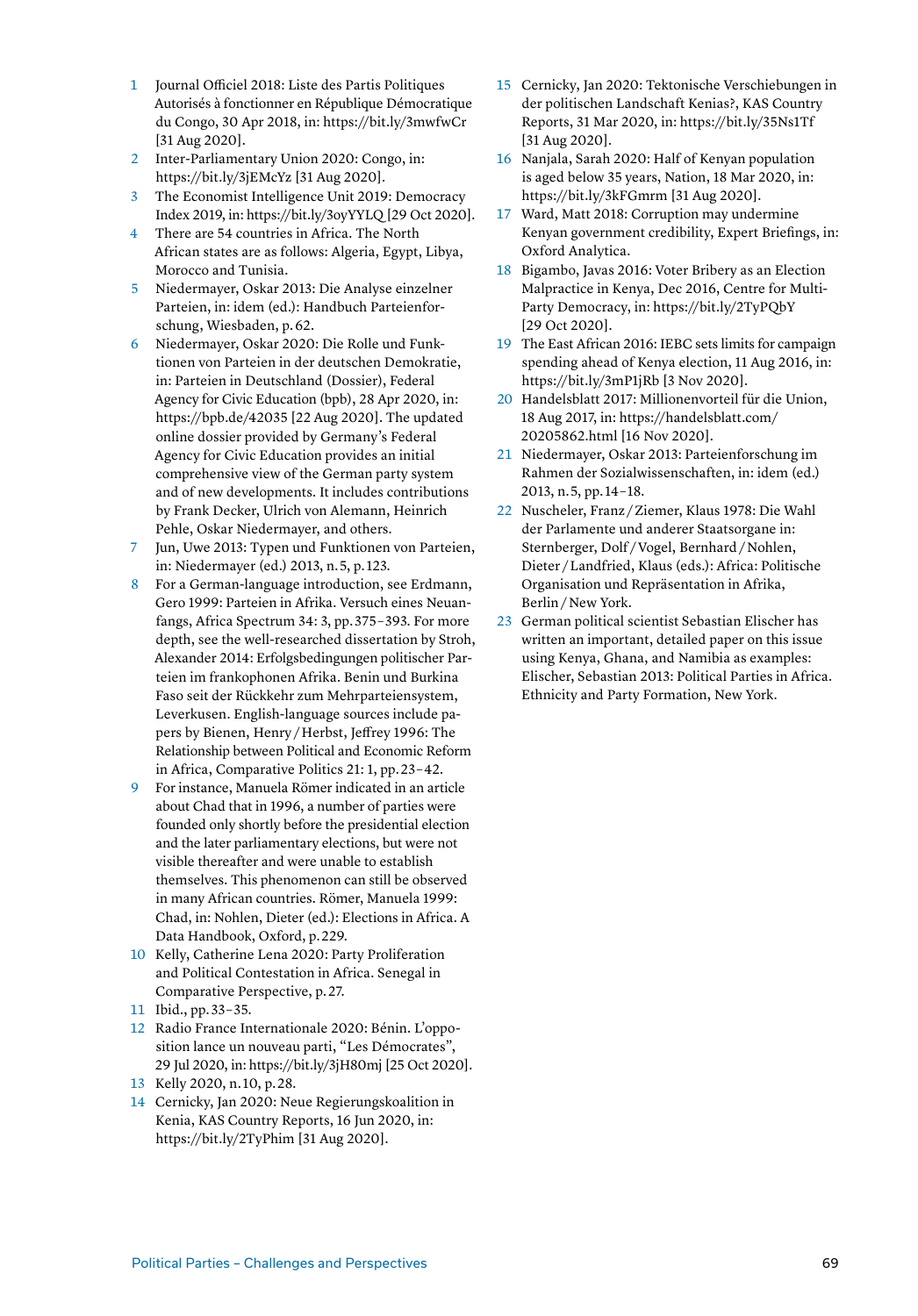1. Journal Officiel 2018: Liste des Partis Politiques Autorisés à fonctionner en République Démocratique du Congo, 30 Apr 2018, in: https://bit.ly/3mwfwCr [31 Aug 2020].
2. Inter-Parliamentary Union 2020: Congo, in: https://bit.ly/3jEMcYz [31 Aug 2020].
3. The Economist Intelligence Unit 2019: Democracy Index 2019, in: https://bit.ly/3oyYYLQ [29 Oct 2020].
4. There are 54 countries in Africa. The North African states are as follows: Algeria, Egypt, Libya, Morocco and Tunisia.
5. Niedermayer, Oskar 2013: Die Analyse einzelner Parteien, in: idem (ed.): Handbuch Parteienforschung, Wiesbaden, p. 62.
6. Niedermayer, Oskar 2020: Die Rolle und Funktionen von Parteien in der deutschen Demokratie, in: Parteien in Deutschland (Dossier), Federal Agency for Civic Education (bpb), 28 Apr 2020, in: https://bpb.de/42035 [22 Aug 2020]. The updated online dossier provided by Germany's Federal Agency for Civic Education provides an initial comprehensive view of the German party system and of new developments. It includes contributions by Frank Decker, Ulrich von Alemann, Heinrich Pehle, Oskar Niedermayer, and others.
7. Jun, Uwe 2013: Typen und Funktionen von Parteien, in: Niedermayer (ed.) 2013, n. 5, p. 123.
8. For a German-language introduction, see Erdmann, Gero 1999: Parteien in Afrika. Versuch eines Neuanfangs, Africa Spectrum 34: 3, pp. 375–393. For more depth, see the well-researched dissertation by Stroh, Alexander 2014: Erfolgsbedingungen politischer Parteien im frankophonen Afrika. Benin und Burkina Faso seit der Rückkehr zum Mehrparteiensystem, Leverkusen. English-language sources include papers by Bienen, Henry / Herbst, Jeffrey 1996: The Relationship between Political and Economic Reform in Africa, Comparative Politics 21: 1, pp. 23–42.
9. For instance, Manuela Römer indicated in an article about Chad that in 1996, a number of parties were founded only shortly before the presidential election and the later parliamentary elections, but were not visible thereafter and were unable to establish themselves. This phenomenon can still be observed in many African countries. Römer, Manuela 1999: Chad, in: Nohlen, Dieter (ed.): Elections in Africa. A Data Handbook, Oxford, p. 229.
10. Kelly, Catherine Lena 2020: Party Proliferation and Political Contestation in Africa. Senegal in Comparative Perspective, p. 27.
11. Ibid., pp. 33–35.
12. Radio France Internationale 2020: Bénin. L'opposition lance un nouveau parti, "Les Démocrates", 29 Jul 2020, in: https://bit.ly/3jH80mj [25 Oct 2020].
13. Kelly 2020, n. 10, p. 28.
14. Cernicky, Jan 2020: Neue Regierungskoalition in Kenia, KAS Country Reports, 16 Jun 2020, in: https://bit.ly/2TyPhim [31 Aug 2020].
15. Cernicky, Jan 2020: Tektonische Verschiebungen in der politischen Landschaft Kenias?, KAS Country Reports, 31 Mar 2020, in: https://bit.ly/35Ns1Tf [31 Aug 2020].
16. Nanjala, Sarah 2020: Half of Kenyan population is aged below 35 years, Nation, 18 Mar 2020, in: https://bit.ly/3kFGmrm [31 Aug 2020].
17. Ward, Matt 2018: Corruption may undermine Kenyan government credibility, Expert Briefings, in: Oxford Analytica.
18. Bigambo, Javas 2016: Voter Bribery as an Election Malpractice in Kenya, Dec 2016, Centre for Multi-Party Democracy, in: https://bit.ly/2TyPQbY [29 Oct 2020].
19. The East African 2016: IEBC sets limits for campaign spending ahead of Kenya election, 11 Aug 2016, in: https://bit.ly/3mP1jRb [3 Nov 2020].
20. Handelsblatt 2017: Millionenvorteil für die Union, 18 Aug 2017, in: https://handelsblatt.com/20205862.html [16 Nov 2020].
21. Niedermayer, Oskar 2013: Parteienforschung im Rahmen der Sozialwissenschaften, in: idem (ed.) 2013, n. 5, pp. 14–18.
22. Nuscheler, Franz / Ziemer, Klaus 1978: Die Wahl der Parlamente und anderer Staatsorgane in: Sternberger, Dolf / Vogel, Bernhard / Nohlen, Dieter / Landfried, Klaus (eds.): Africa: Politische Organisation und Repräsentation in Afrika, Berlin / New York.
23. German political scientist Sebastian Elischer has written an important, detailed paper on this issue using Kenya, Ghana, and Namibia as examples: Elischer, Sebastian 2013: Political Parties in Africa. Ethnicity and Party Formation, New York.